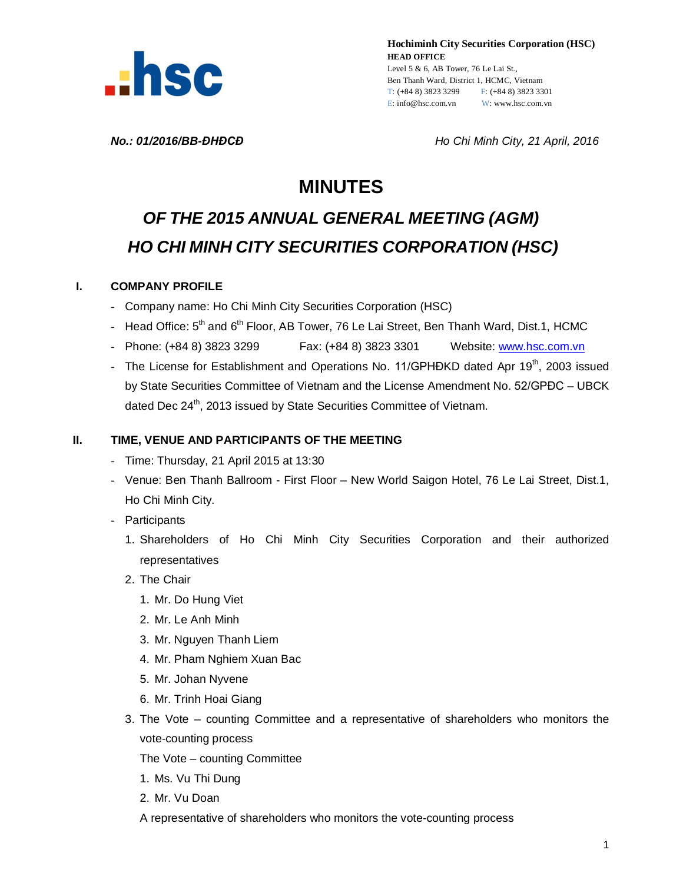Hochiminh City Securities Corporation (HSC)
HEAD OFFICE
Level 5 & 6, AB Tower, 76 Le Lai St.,
Ben Thanh Ward, District 1, HCMC, Vietnam
T: (+84 8) 3823 3299 F: (+84 8) 3823 3301
E: info@hsc.com.vn W: www.hsc.com.vn

*No.: 01/2016/BB-ĐHĐCĐ* *Ho Chi Minh City, 21 April, 2016*

# MINUTES

## *OF THE 2015 ANNUAL GENERAL MEETING (AGM)*
## *HO CHI MINH CITY SECURITIES CORPORATION (HSC)*

### I. COMPANY PROFILE

- Company name: Ho Chi Minh City Securities Corporation (HSC)
- Head Office: 5th and 6th Floor, AB Tower, 76 Le Lai Street, Ben Thanh Ward, Dist.1, HCMC
- Phone: (+84 8) 3823 3299 Fax: (+84 8) 3823 3301 Website: www.hsc.com.vn
- The License for Establishment and Operations No. 11/GPHĐKD dated Apr 19th, 2003 issued by State Securities Committee of Vietnam and the License Amendment No. 52/GPĐC – UBCK dated Dec 24th, 2013 issued by State Securities Committee of Vietnam.

### II. TIME, VENUE AND PARTICIPANTS OF THE MEETING

- Time: Thursday, 21 April 2015 at 13:30
- Venue: Ben Thanh Ballroom - First Floor – New World Saigon Hotel, 76 Le Lai Street, Dist.1, Ho Chi Minh City.
- Participants
  1. Shareholders of Ho Chi Minh City Securities Corporation and their authorized representatives
  2. The Chair
     1. Mr. Do Hung Viet
     2. Mr. Le Anh Minh
     3. Mr. Nguyen Thanh Liem
     4. Mr. Pham Nghiem Xuan Bac
     5. Mr. Johan Nyvene
     6. Mr. Trinh Hoai Giang
  3. The Vote – counting Committee and a representative of shareholders who monitors the vote-counting process

     The Vote – counting Committee
     1. Ms. Vu Thi Dung
     2. Mr. Vu Doan

     A representative of shareholders who monitors the vote-counting process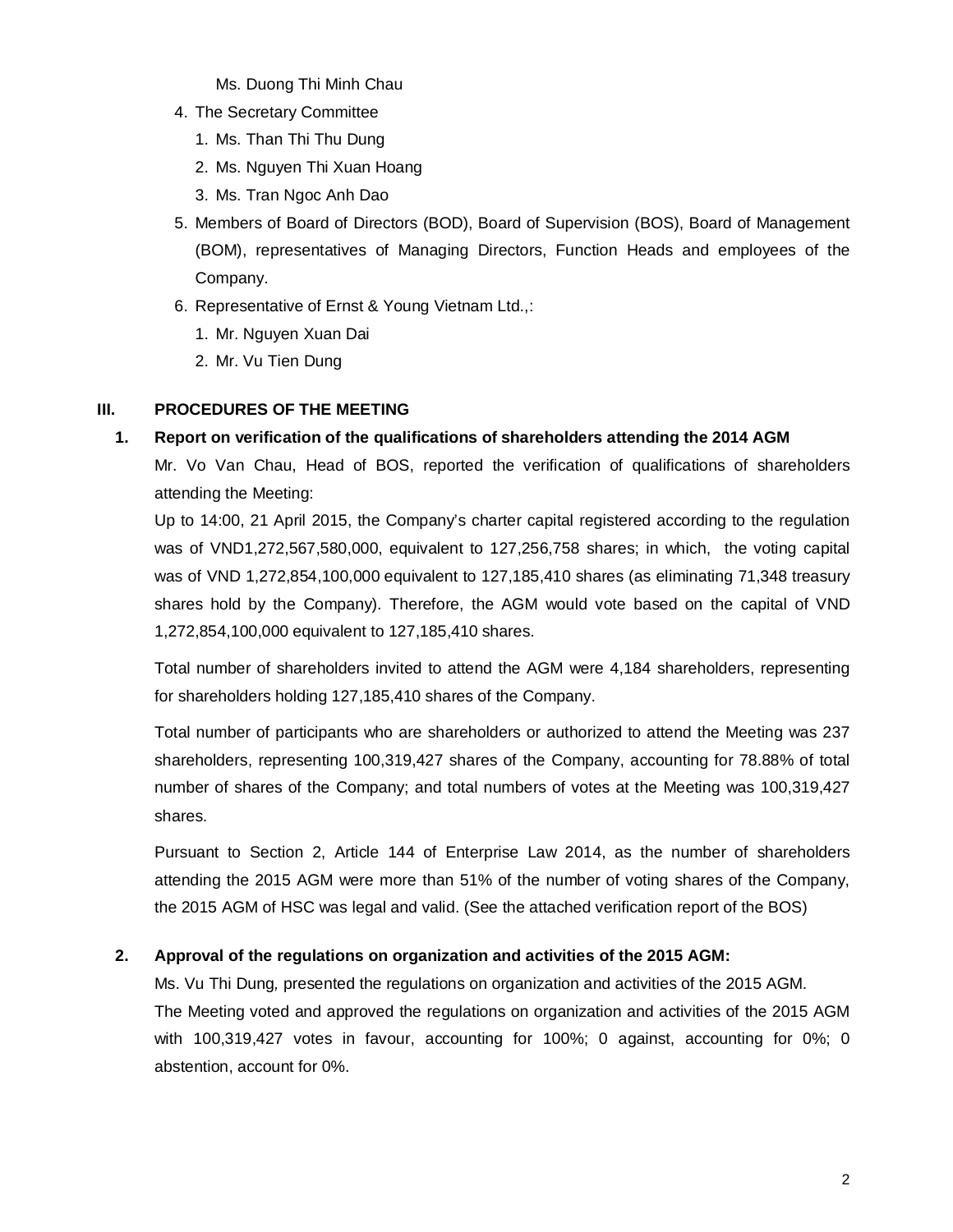Ms. Duong Thi Minh Chau

4. The Secretary Committee
   1. Ms. Than Thi Thu Dung
   2. Ms. Nguyen Thi Xuan Hoang
   3. Ms. Tran Ngoc Anh Dao
5. Members of Board of Directors (BOD), Board of Supervision (BOS), Board of Management (BOM), representatives of Managing Directors, Function Heads and employees of the Company.
6. Representative of Ernst & Young Vietnam Ltd.,:
   1. Mr. Nguyen Xuan Dai
   2. Mr. Vu Tien Dung

## III. PROCEDURES OF THE MEETING

### 1. Report on verification of the qualifications of shareholders attending the 2014 AGM

Mr. Vo Van Chau, Head of BOS, reported the verification of qualifications of shareholders attending the Meeting:

Up to 14:00, 21 April 2015, the Company's charter capital registered according to the regulation was of VND1,272,567,580,000, equivalent to 127,256,758 shares; in which, the voting capital was of VND 1,272,854,100,000 equivalent to 127,185,410 shares (as eliminating 71,348 treasury shares hold by the Company). Therefore, the AGM would vote based on the capital of VND 1,272,854,100,000 equivalent to 127,185,410 shares.

Total number of shareholders invited to attend the AGM were 4,184 shareholders, representing for shareholders holding 127,185,410 shares of the Company.

Total number of participants who are shareholders or authorized to attend the Meeting was 237 shareholders, representing 100,319,427 shares of the Company, accounting for 78.88% of total number of shares of the Company; and total numbers of votes at the Meeting was 100,319,427 shares.

Pursuant to Section 2, Article 144 of Enterprise Law 2014, as the number of shareholders attending the 2015 AGM were more than 51% of the number of voting shares of the Company, the 2015 AGM of HSC was legal and valid. (See the attached verification report of the BOS)

### 2. Approval of the regulations on organization and activities of the 2015 AGM:

Ms. Vu Thi Dung, presented the regulations on organization and activities of the 2015 AGM.

The Meeting voted and approved the regulations on organization and activities of the 2015 AGM with 100,319,427 votes in favour, accounting for 100%; 0 against, accounting for 0%; 0 abstention, account for 0%.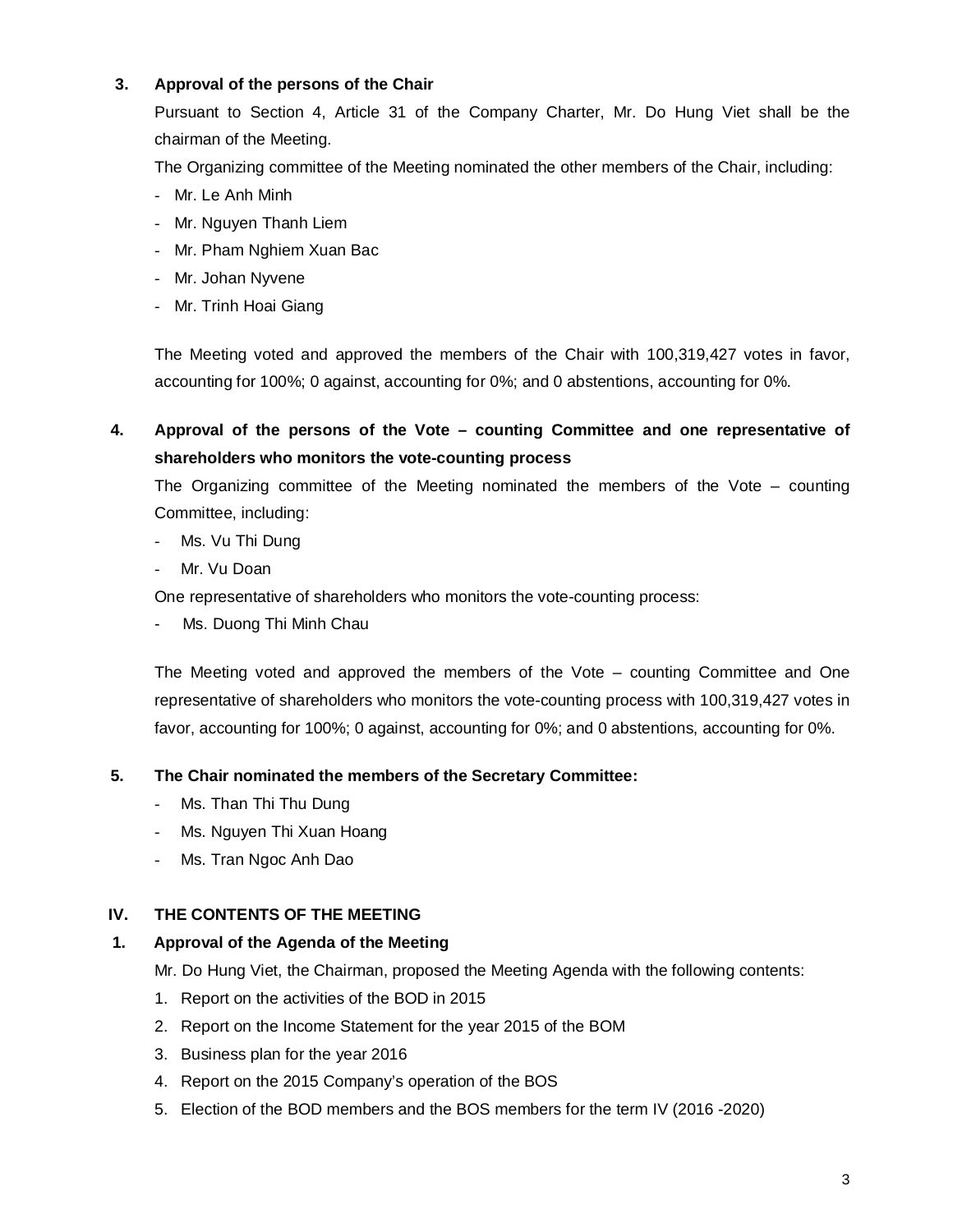**3. Approval of the persons of the Chair**

Pursuant to Section 4, Article 31 of the Company Charter, Mr. Do Hung Viet shall be the chairman of the Meeting.

The Organizing committee of the Meeting nominated the other members of the Chair, including:

- Mr. Le Anh Minh
- Mr. Nguyen Thanh Liem
- Mr. Pham Nghiem Xuan Bac
- Mr. Johan Nyvene
- Mr. Trinh Hoai Giang

The Meeting voted and approved the members of the Chair with 100,319,427 votes in favor, accounting for 100%; 0 against, accounting for 0%; and 0 abstentions, accounting for 0%.

**4. Approval of the persons of the Vote – counting Committee and one representative of shareholders who monitors the vote-counting process**

The Organizing committee of the Meeting nominated the members of the Vote – counting Committee, including:

- Ms. Vu Thi Dung
- Mr. Vu Doan

One representative of shareholders who monitors the vote-counting process:

- Ms. Duong Thi Minh Chau

The Meeting voted and approved the members of the Vote – counting Committee and One representative of shareholders who monitors the vote-counting process with 100,319,427 votes in favor, accounting for 100%; 0 against, accounting for 0%; and 0 abstentions, accounting for 0%.

**5. The Chair nominated the members of the Secretary Committee:**

- Ms. Than Thi Thu Dung
- Ms. Nguyen Thi Xuan Hoang
- Ms. Tran Ngoc Anh Dao

## IV. THE CONTENTS OF THE MEETING

**1. Approval of the Agenda of the Meeting**

Mr. Do Hung Viet, the Chairman, proposed the Meeting Agenda with the following contents:

1. Report on the activities of the BOD in 2015
2. Report on the Income Statement for the year 2015 of the BOM
3. Business plan for the year 2016
4. Report on the 2015 Company's operation of the BOS
5. Election of the BOD members and the BOS members for the term IV (2016 -2020)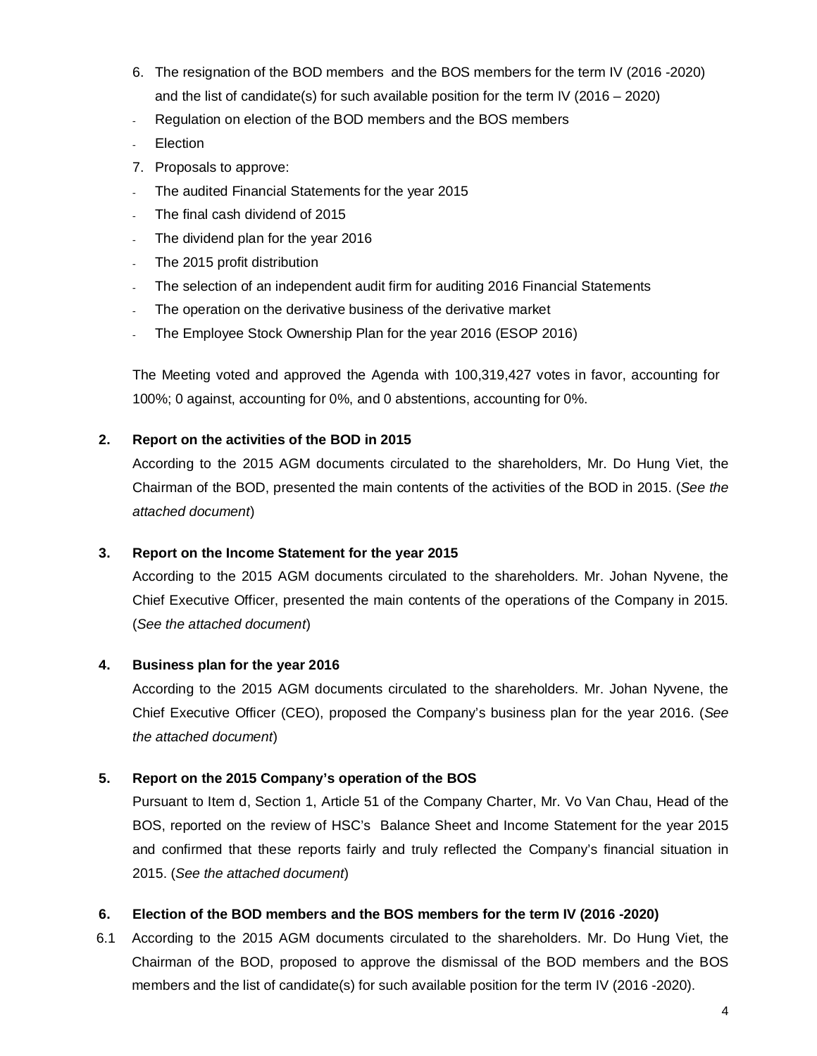6. The resignation of the BOD members and the BOS members for the term IV (2016 -2020) and the list of candidate(s) for such available position for the term IV (2016 – 2020)

- Regulation on election of the BOD members and the BOS members
- Election

7. Proposals to approve:

- The audited Financial Statements for the year 2015
- The final cash dividend of 2015
- The dividend plan for the year 2016
- The 2015 profit distribution
- The selection of an independent audit firm for auditing 2016 Financial Statements
- The operation on the derivative business of the derivative market
- The Employee Stock Ownership Plan for the year 2016 (ESOP 2016)

The Meeting voted and approved the Agenda with 100,319,427 votes in favor, accounting for 100%; 0 against, accounting for 0%, and 0 abstentions, accounting for 0%.

**2. Report on the activities of the BOD in 2015**

According to the 2015 AGM documents circulated to the shareholders, Mr. Do Hung Viet, the Chairman of the BOD, presented the main contents of the activities of the BOD in 2015. (*See the attached document*)

**3. Report on the Income Statement for the year 2015**

According to the 2015 AGM documents circulated to the shareholders. Mr. Johan Nyvene, the Chief Executive Officer, presented the main contents of the operations of the Company in 2015. (*See the attached document*)

**4. Business plan for the year 2016**

According to the 2015 AGM documents circulated to the shareholders. Mr. Johan Nyvene, the Chief Executive Officer (CEO), proposed the Company's business plan for the year 2016. (*See the attached document*)

**5. Report on the 2015 Company's operation of the BOS**

Pursuant to Item d, Section 1, Article 51 of the Company Charter, Mr. Vo Van Chau, Head of the BOS, reported on the review of HSC's Balance Sheet and Income Statement for the year 2015 and confirmed that these reports fairly and truly reflected the Company's financial situation in 2015. (*See the attached document*)

**6. Election of the BOD members and the BOS members for the term IV (2016 -2020)**

6.1 According to the 2015 AGM documents circulated to the shareholders. Mr. Do Hung Viet, the Chairman of the BOD, proposed to approve the dismissal of the BOD members and the BOS members and the list of candidate(s) for such available position for the term IV (2016 -2020).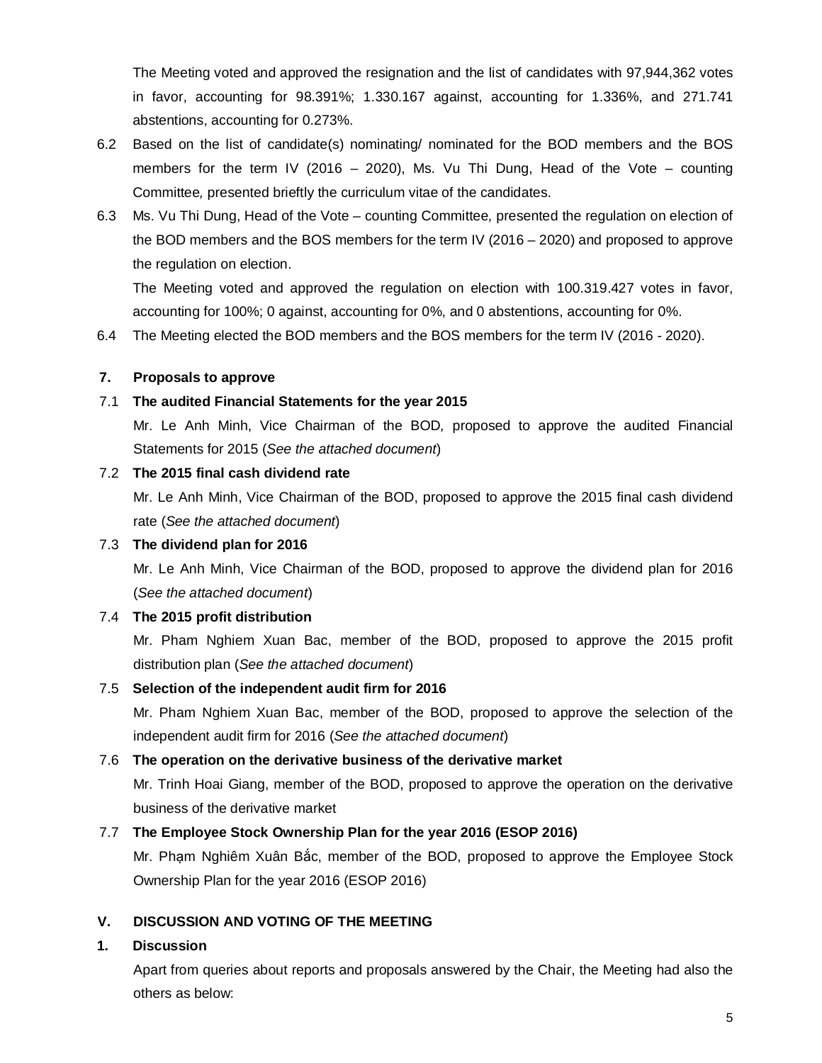The Meeting voted and approved the resignation and the list of candidates with 97,944,362 votes in favor, accounting for 98.391%; 1.330.167 against, accounting for 1.336%, and 271.741 abstentions, accounting for 0.273%.

6.2 Based on the list of candidate(s) nominating/ nominated for the BOD members and the BOS members for the term IV (2016 – 2020), Ms. Vu Thi Dung, Head of the Vote – counting Committee*,* presented brieftly the curriculum vitae of the candidates.

6.3 Ms. Vu Thi Dung, Head of the Vote – counting Committee*,* presented the regulation on election of the BOD members and the BOS members for the term IV (2016 – 2020) and proposed to approve the regulation on election.

The Meeting voted and approved the regulation on election with 100.319.427 votes in favor, accounting for 100%; 0 against, accounting for 0%, and 0 abstentions, accounting for 0%.

6.4 The Meeting elected the BOD members and the BOS members for the term IV (2016 - 2020).

**7. Proposals to approve**

7.1 **The audited Financial Statements for the year 2015**

Mr. Le Anh Minh, Vice Chairman of the BOD*,* proposed to approve the audited Financial Statements for 2015 (*See the attached document*)

7.2 **The 2015 final cash dividend rate**

Mr. Le Anh Minh, Vice Chairman of the BOD, proposed to approve the 2015 final cash dividend rate (*See the attached document*)

7.3 **The dividend plan for 2016**

Mr. Le Anh Minh, Vice Chairman of the BOD, proposed to approve the dividend plan for 2016 (*See the attached document*)

7.4 **The 2015 profit distribution**

Mr. Pham Nghiem Xuan Bac, member of the BOD, proposed to approve the 2015 profit distribution plan (*See the attached document*)

7.5 **Selection of the independent audit firm for 2016**

Mr. Pham Nghiem Xuan Bac, member of the BOD, proposed to approve the selection of the independent audit firm for 2016 (*See the attached document*)

7.6 **The operation on the derivative business of the derivative market**

Mr. Trinh Hoai Giang, member of the BOD, proposed to approve the operation on the derivative business of the derivative market

7.7 **The Employee Stock Ownership Plan for the year 2016 (ESOP 2016)**

Mr. Phạm Nghiêm Xuân Bắc, member of the BOD, proposed to approve the Employee Stock Ownership Plan for the year 2016 (ESOP 2016)

## V. DISCUSSION AND VOTING OF THE MEETING

**1. Discussion**

Apart from queries about reports and proposals answered by the Chair, the Meeting had also the others as below: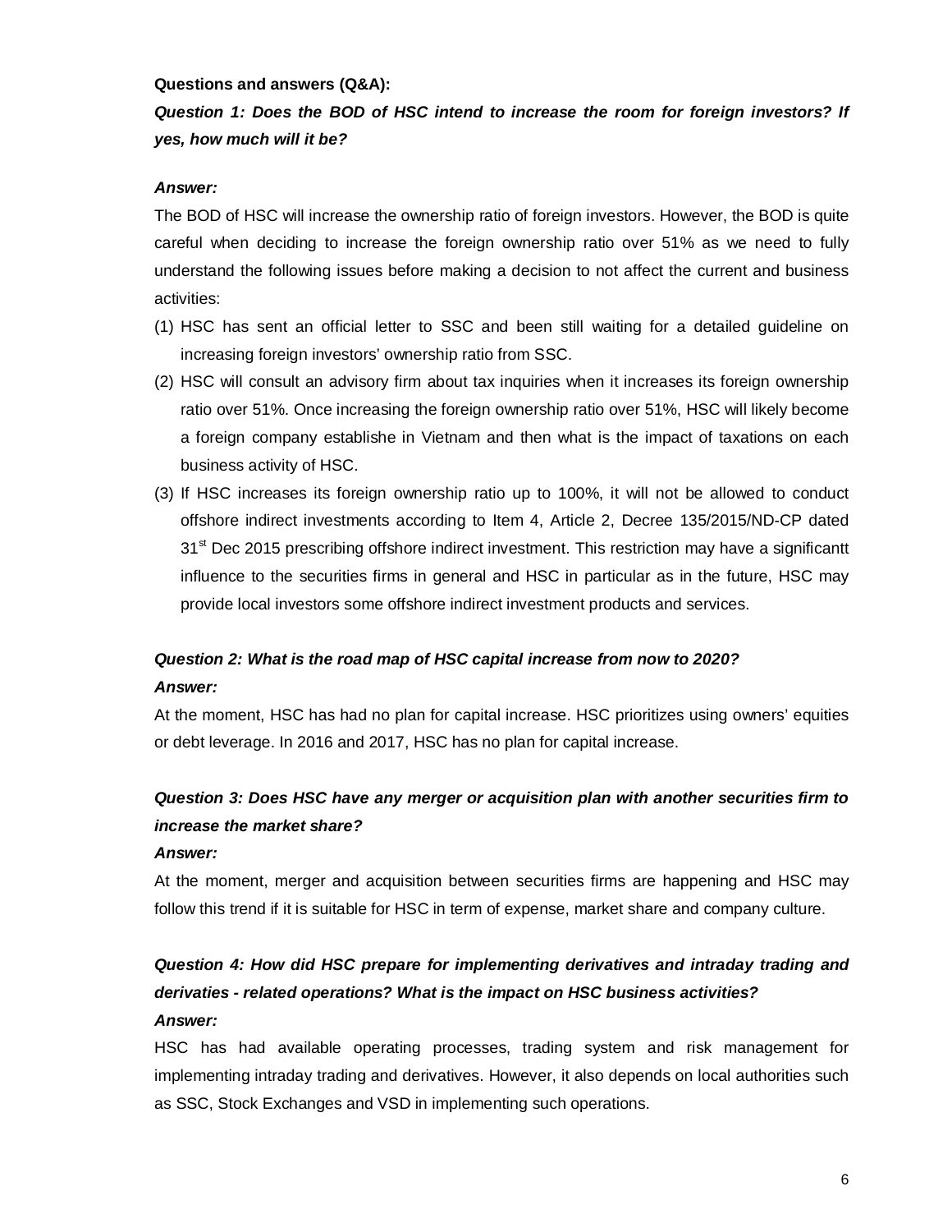**Questions and answers (Q&A):**

***Question 1: Does the BOD of HSC intend to increase the room for foreign investors? If yes, how much will it be?***

***Answer:***

The BOD of HSC will increase the ownership ratio of foreign investors. However, the BOD is quite careful when deciding to increase the foreign ownership ratio over 51% as we need to fully understand the following issues before making a decision to not affect the current and business activities:

(1) HSC has sent an official letter to SSC and been still waiting for a detailed guideline on increasing foreign investors' ownership ratio from SSC.

(2) HSC will consult an advisory firm about tax inquiries when it increases its foreign ownership ratio over 51%. Once increasing the foreign ownership ratio over 51%, HSC will likely become a foreign company establishe in Vietnam and then what is the impact of taxations on each business activity of HSC.

(3) If HSC increases its foreign ownership ratio up to 100%, it will not be allowed to conduct offshore indirect investments according to Item 4, Article 2, Decree 135/2015/ND-CP dated 31st Dec 2015 prescribing offshore indirect investment. This restriction may have a significantt influence to the securities firms in general and HSC in particular as in the future, HSC may provide local investors some offshore indirect investment products and services.

***Question 2: What is the road map of HSC capital increase from now to 2020?***

***Answer:***

At the moment, HSC has had no plan for capital increase. HSC prioritizes using owners' equities or debt leverage. In 2016 and 2017, HSC has no plan for capital increase.

***Question 3: Does HSC have any merger or acquisition plan with another securities firm to increase the market share?***

***Answer:***

At the moment, merger and acquisition between securities firms are happening and HSC may follow this trend if it is suitable for HSC in term of expense, market share and company culture.

***Question 4: How did HSC prepare for implementing derivatives and intraday trading and derivaties - related operations? What is the impact on HSC business activities?***

***Answer:***

HSC has had available operating processes, trading system and risk management for implementing intraday trading and derivatives. However, it also depends on local authorities such as SSC, Stock Exchanges and VSD in implementing such operations.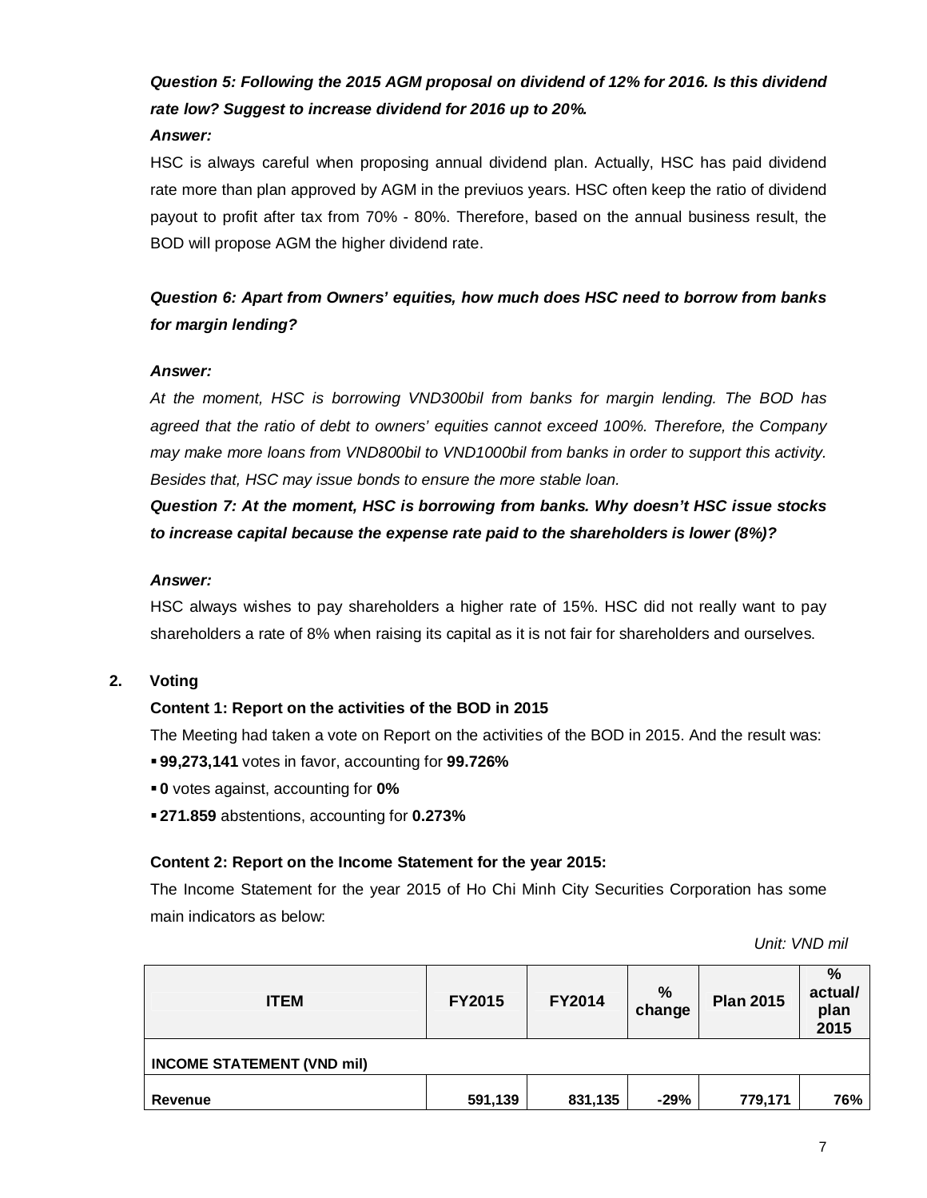***Question 5: Following the 2015 AGM proposal on dividend of 12% for 2016. Is this dividend rate low? Suggest to increase dividend for 2016 up to 20%.***

***Answer:***

HSC is always careful when proposing annual dividend plan. Actually, HSC has paid dividend rate more than plan approved by AGM in the previuos years. HSC often keep the ratio of dividend payout to profit after tax from 70% - 80%. Therefore, based on the annual business result, the BOD will propose AGM the higher dividend rate.

***Question 6: Apart from Owners' equities, how much does HSC need to borrow from banks for margin lending?***

***Answer:***

*At the moment, HSC is borrowing VND300bil from banks for margin lending. The BOD has agreed that the ratio of debt to owners' equities cannot exceed 100%. Therefore, the Company may make more loans from VND800bil to VND1000bil from banks in order to support this activity. Besides that, HSC may issue bonds to ensure the more stable loan.*

***Question 7: At the moment, HSC is borrowing from banks. Why doesn't HSC issue stocks to increase capital because the expense rate paid to the shareholders is lower (8%)?***

***Answer:***

HSC always wishes to pay shareholders a higher rate of 15%. HSC did not really want to pay shareholders a rate of 8% when raising its capital as it is not fair for shareholders and ourselves.

## 2. Voting

**Content 1: Report on the activities of the BOD in 2015**

The Meeting had taken a vote on Report on the activities of the BOD in 2015. And the result was:

- **99,273,141** votes in favor, accounting for **99.726%**
- **0** votes against, accounting for **0%**
- **271.859** abstentions, accounting for **0.273%**

**Content 2: Report on the Income Statement for the year 2015:**

The Income Statement for the year 2015 of Ho Chi Minh City Securities Corporation has some main indicators as below:

*Unit: VND mil*

| ITEM | FY2015 | FY2014 | % change | Plan 2015 | % actual/ plan 2015 |
|---|---|---|---|---|---|
| **INCOME STATEMENT (VND mil)** | | | | | |
| **Revenue** | **591,139** | **831,135** | **-29%** | **779,171** | **76%** |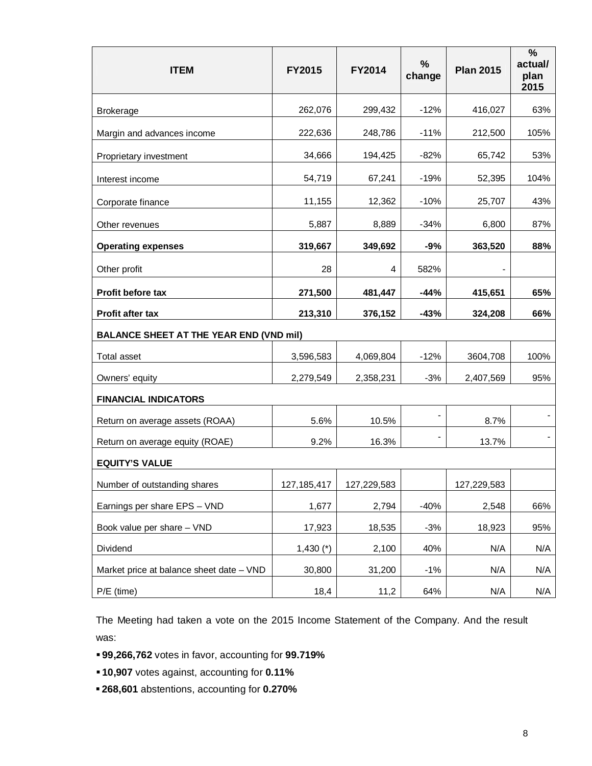| ITEM | FY2015 | FY2014 | % change | Plan 2015 | % actual/ plan 2015 |
|---|---|---|---|---|---|
| Brokerage | 262,076 | 299,432 | -12% | 416,027 | 63% |
| Margin and advances income | 222,636 | 248,786 | -11% | 212,500 | 105% |
| Proprietary investment | 34,666 | 194,425 | -82% | 65,742 | 53% |
| Interest income | 54,719 | 67,241 | -19% | 52,395 | 104% |
| Corporate finance | 11,155 | 12,362 | -10% | 25,707 | 43% |
| Other revenues | 5,887 | 8,889 | -34% | 6,800 | 87% |
| **Operating expenses** | **319,667** | **349,692** | **-9%** | **363,520** | **88%** |
| Other profit | 28 | 4 | 582% | - | |
| **Profit before tax** | **271,500** | **481,447** | **-44%** | **415,651** | **65%** |
| **Profit after tax** | **213,310** | **376,152** | **-43%** | **324,208** | **66%** |
| **BALANCE SHEET AT THE YEAR END (VND mil)** | | | | | |
| Total asset | 3,596,583 | 4,069,804 | -12% | 3604,708 | 100% |
| Owners' equity | 2,279,549 | 2,358,231 | -3% | 2,407,569 | 95% |
| **FINANCIAL INDICATORS** | | | | | |
| Return on average assets (ROAA) | 5.6% | 10.5% | - | 8.7% | - |
| Return on average equity (ROAE) | 9.2% | 16.3% | - | 13.7% | - |
| **EQUITY'S VALUE** | | | | | |
| Number of outstanding shares | 127,185,417 | 127,229,583 | | 127,229,583 | |
| Earnings per share EPS – VND | 1,677 | 2,794 | -40% | 2,548 | 66% |
| Book value per share – VND | 17,923 | 18,535 | -3% | 18,923 | 95% |
| Dividend | 1,430 (*) | 2,100 | 40% | N/A | N/A |
| Market price at balance sheet date – VND | 30,800 | 31,200 | -1% | N/A | N/A |
| P/E (time) | 18,4 | 11,2 | 64% | N/A | N/A |

The Meeting had taken a vote on the 2015 Income Statement of the Company. And the result was:

- **99,266,762** votes in favor, accounting for **99.719%**
- **10,907** votes against, accounting for **0.11%**
- **268,601** abstentions, accounting for **0.270%**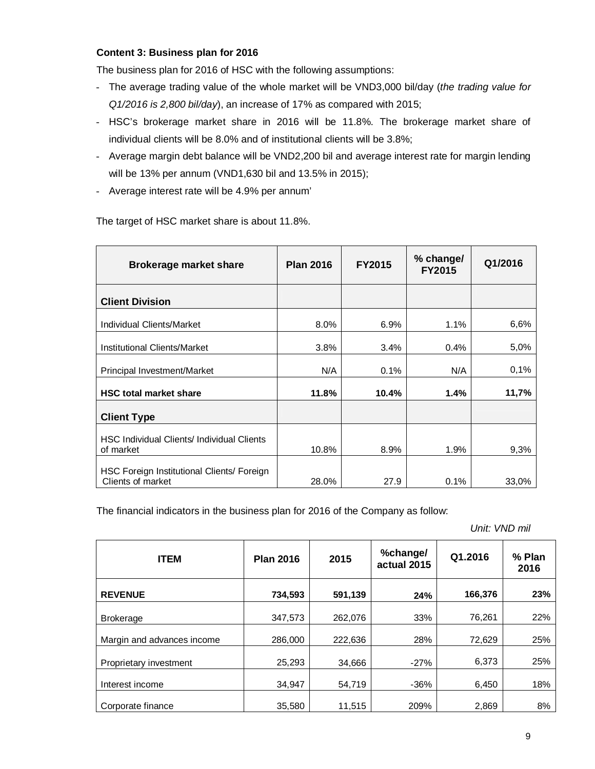**Content 3: Business plan for 2016**

The business plan for 2016 of HSC with the following assumptions:

- The average trading value of the whole market will be VND3,000 bil/day (*the trading value for Q1/2016 is 2,800 bil/day*), an increase of 17% as compared with 2015;
- HSC's brokerage market share in 2016 will be 11.8%. The brokerage market share of individual clients will be 8.0% and of institutional clients will be 3.8%;
- Average margin debt balance will be VND2,200 bil and average interest rate for margin lending will be 13% per annum (VND1,630 bil and 13.5% in 2015);
- Average interest rate will be 4.9% per annum'

The target of HSC market share is about 11.8%.

| Brokerage market share | Plan 2016 | FY2015 | % change/ FY2015 | Q1/2016 |
|---|---|---|---|---|
| **Client Division** | | | | |
| Individual Clients/Market | 8.0% | 6.9% | 1.1% | 6,6% |
| Institutional Clients/Market | 3.8% | 3.4% | 0.4% | 5,0% |
| Principal Investment/Market | N/A | 0.1% | N/A | 0,1% |
| **HSC total market share** | **11.8%** | **10.4%** | **1.4%** | **11,7%** |
| **Client Type** | | | | |
| HSC Individual Clients/ Individual Clients of market | 10.8% | 8.9% | 1.9% | 9,3% |
| HSC Foreign Institutional Clients/ Foreign Clients of market | 28.0% | 27.9 | 0.1% | 33,0% |

The financial indicators in the business plan for 2016 of the Company as follow:

*Unit: VND mil*

| ITEM | Plan 2016 | 2015 | %change/ actual 2015 | Q1.2016 | % Plan 2016 |
|---|---|---|---|---|---|
| **REVENUE** | **734,593** | **591,139** | **24%** | **166,376** | **23%** |
| Brokerage | 347,573 | 262,076 | 33% | 76,261 | 22% |
| Margin and advances income | 286,000 | 222,636 | 28% | 72,629 | 25% |
| Proprietary investment | 25,293 | 34,666 | -27% | 6,373 | 25% |
| Interest income | 34,947 | 54,719 | -36% | 6,450 | 18% |
| Corporate finance | 35,580 | 11,515 | 209% | 2,869 | 8% |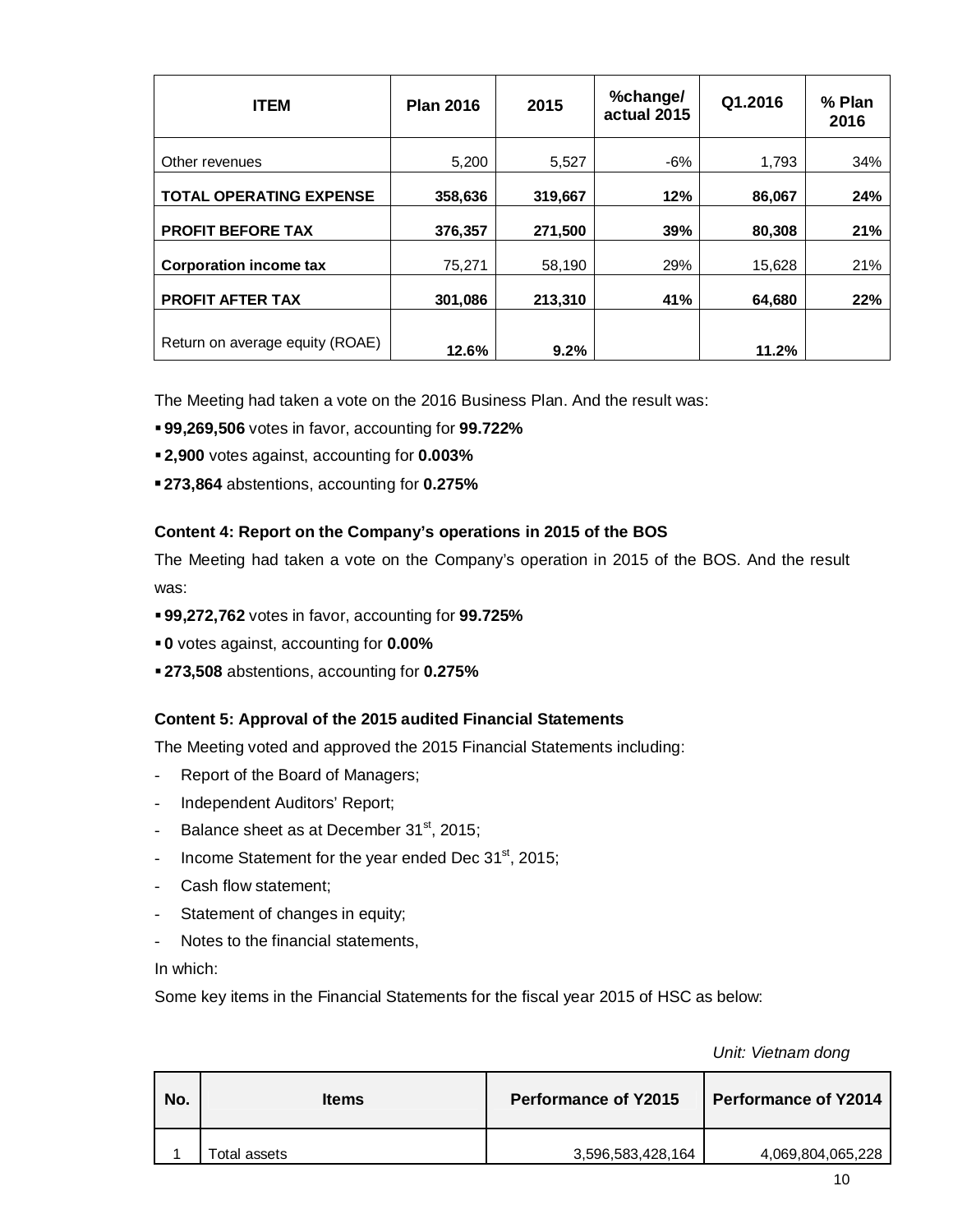| ITEM | Plan 2016 | 2015 | %change/ actual 2015 | Q1.2016 | % Plan 2016 |
|---|---|---|---|---|---|
| Other revenues | 5,200 | 5,527 | -6% | 1,793 | 34% |
| **TOTAL OPERATING EXPENSE** | **358,636** | **319,667** | **12%** | **86,067** | **24%** |
| **PROFIT BEFORE TAX** | **376,357** | **271,500** | **39%** | **80,308** | **21%** |
| **Corporation income tax** | 75,271 | 58,190 | 29% | 15,628 | 21% |
| **PROFIT AFTER TAX** | **301,086** | **213,310** | **41%** | **64,680** | **22%** |
| Return on average equity (ROAE) | **12.6%** | **9.2%** | | **11.2%** | |

The Meeting had taken a vote on the 2016 Business Plan. And the result was:

- **99,269,506** votes in favor, accounting for **99.722%**
- **2,900** votes against, accounting for **0.003%**
- **273,864** abstentions, accounting for **0.275%**

**Content 4: Report on the Company's operations in 2015 of the BOS**

The Meeting had taken a vote on the Company's operation in 2015 of the BOS. And the result was:

- **99,272,762** votes in favor, accounting for **99.725%**
- **0** votes against, accounting for **0.00%**
- **273,508** abstentions, accounting for **0.275%**

**Content 5: Approval of the 2015 audited Financial Statements**

The Meeting voted and approved the 2015 Financial Statements including:

- Report of the Board of Managers;
- Independent Auditors' Report;
- Balance sheet as at December 31st, 2015;
- Income Statement for the year ended Dec 31st, 2015;
- Cash flow statement;
- Statement of changes in equity;
- Notes to the financial statements,

In which:

Some key items in the Financial Statements for the fiscal year 2015 of HSC as below:

*Unit: Vietnam dong*

| No. | Items | Performance of Y2015 | Performance of Y2014 |
|---|---|---|---|
| 1 | Total assets | 3,596,583,428,164 | 4,069,804,065,228 |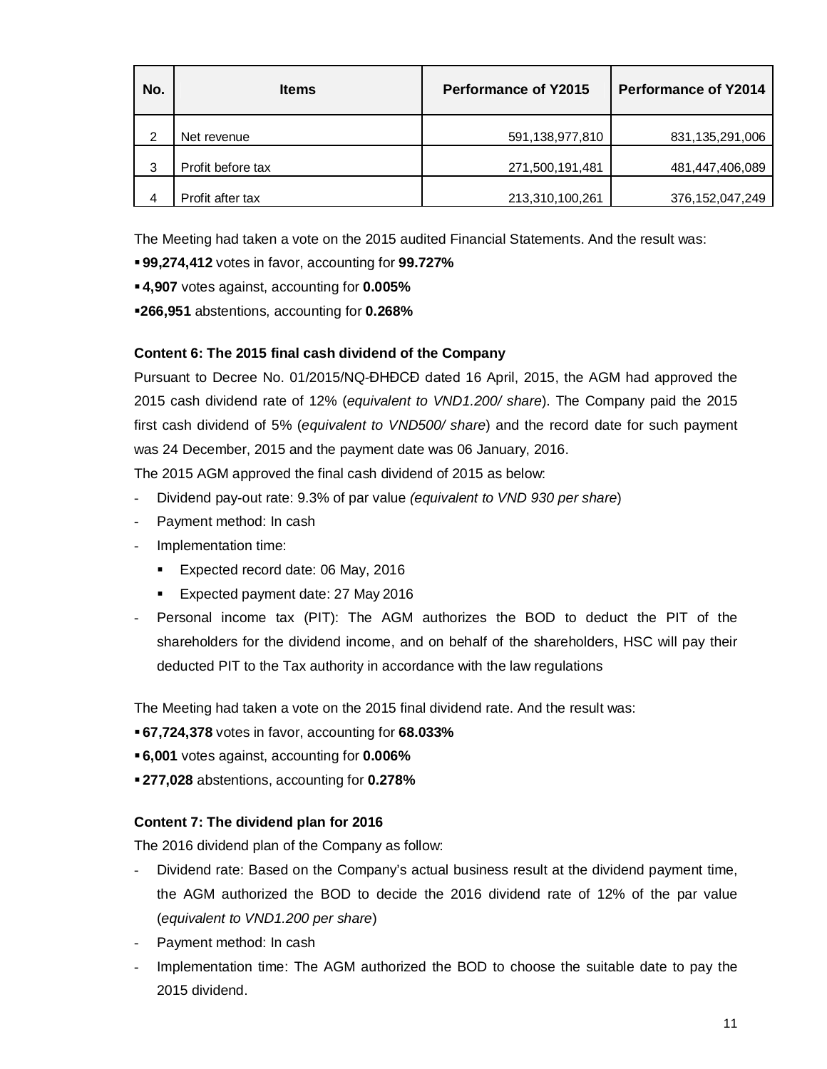| No. | Items | Performance of Y2015 | Performance of Y2014 |
|---|---|---|---|
| 2 | Net revenue | 591,138,977,810 | 831,135,291,006 |
| 3 | Profit before tax | 271,500,191,481 | 481,447,406,089 |
| 4 | Profit after tax | 213,310,100,261 | 376,152,047,249 |

The Meeting had taken a vote on the 2015 audited Financial Statements. And the result was:

- **99,274,412** votes in favor, accounting for **99.727%**
- **4,907** votes against, accounting for **0.005%**
- **266,951** abstentions, accounting for **0.268%**

**Content 6: The 2015 final cash dividend of the Company**

Pursuant to Decree No. 01/2015/NQ-ĐHĐCĐ dated 16 April, 2015, the AGM had approved the 2015 cash dividend rate of 12% (*equivalent to VND1.200/ share*). The Company paid the 2015 first cash dividend of 5% (*equivalent to VND500/ share*) and the record date for such payment was 24 December, 2015 and the payment date was 06 January, 2016.

The 2015 AGM approved the final cash dividend of 2015 as below:

- Dividend pay-out rate: 9.3% of par value *(equivalent to VND 930 per share*)
- Payment method: In cash
- Implementation time:
  - Expected record date: 06 May, 2016
  - Expected payment date: 27 May 2016
- Personal income tax (PIT): The AGM authorizes the BOD to deduct the PIT of the shareholders for the dividend income, and on behalf of the shareholders, HSC will pay their deducted PIT to the Tax authority in accordance with the law regulations

The Meeting had taken a vote on the 2015 final dividend rate. And the result was:

- **67,724,378** votes in favor, accounting for **68.033%**
- **6,001** votes against, accounting for **0.006%**
- **277,028** abstentions, accounting for **0.278%**

**Content 7: The dividend plan for 2016**

The 2016 dividend plan of the Company as follow:

- Dividend rate: Based on the Company's actual business result at the dividend payment time, the AGM authorized the BOD to decide the 2016 dividend rate of 12% of the par value (*equivalent to VND1.200 per share*)
- Payment method: In cash
- Implementation time: The AGM authorized the BOD to choose the suitable date to pay the 2015 dividend.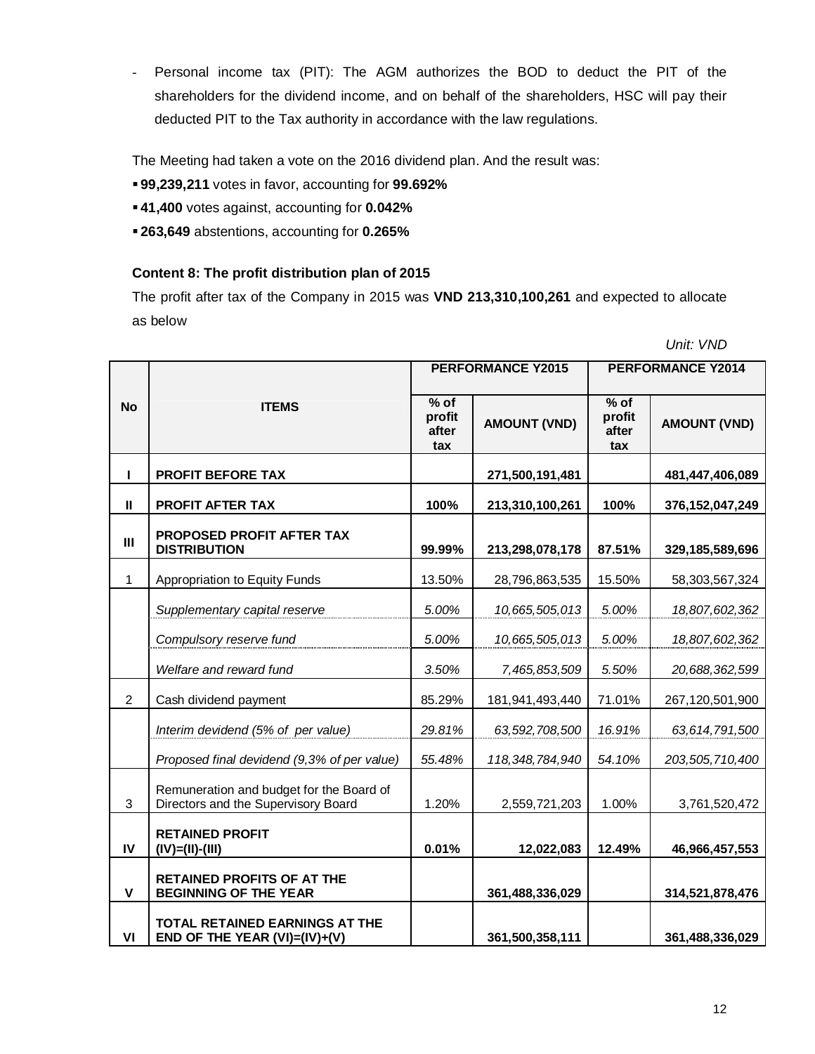- Personal income tax (PIT): The AGM authorizes the BOD to deduct the PIT of the shareholders for the dividend income, and on behalf of the shareholders, HSC will pay their deducted PIT to the Tax authority in accordance with the law regulations.

The Meeting had taken a vote on the 2016 dividend plan. And the result was:

- **99,239,211** votes in favor, accounting for **99.692%**
- **41,400** votes against, accounting for **0.042%**
- **263,649** abstentions, accounting for **0.265%**

**Content 8: The profit distribution plan of 2015**

The profit after tax of the Company in 2015 was **VND 213,310,100,261** and expected to allocate as below

*Unit: VND*

| No | ITEMS | PERFORMANCE Y2015 | | PERFORMANCE Y2014 | |
|---|---|---|---|---|---|
| | | % of profit after tax | AMOUNT (VND) | % of profit after tax | AMOUNT (VND) |
| **I** | **PROFIT BEFORE TAX** | | **271,500,191,481** | | **481,447,406,089** |
| **II** | **PROFIT AFTER TAX** | **100%** | **213,310,100,261** | **100%** | **376,152,047,249** |
| **III** | **PROPOSED PROFIT AFTER TAX DISTRIBUTION** | **99.99%** | **213,298,078,178** | **87.51%** | **329,185,589,696** |
| 1 | Appropriation to Equity Funds | 13.50% | 28,796,863,535 | 15.50% | 58,303,567,324 |
| | *Supplementary capital reserve* | *5.00%* | *10,665,505,013* | *5.00%* | *18,807,602,362* |
| | *Compulsory reserve fund* | *5.00%* | *10,665,505,013* | *5.00%* | *18,807,602,362* |
| | *Welfare and reward fund* | *3.50%* | *7,465,853,509* | *5.50%* | *20,688,362,599* |
| 2 | Cash dividend payment | 85.29% | 181,941,493,440 | 71.01% | 267,120,501,900 |
| | *Interim devidend (5% of per value)* | *29.81%* | *63,592,708,500* | *16.91%* | *63,614,791,500* |
| | *Proposed final devidend (9,3% of per value)* | *55.48%* | *118,348,784,940* | *54.10%* | *203,505,710,400* |
| 3 | Remuneration and budget for the Board of Directors and the Supervisory Board | 1.20% | 2,559,721,203 | 1.00% | 3,761,520,472 |
| **IV** | **RETAINED PROFIT (IV)=(II)-(III)** | **0.01%** | **12,022,083** | **12.49%** | **46,966,457,553** |
| **V** | **RETAINED PROFITS OF AT THE BEGINNING OF THE YEAR** | | **361,488,336,029** | | **314,521,878,476** |
| **VI** | **TOTAL RETAINED EARNINGS AT THE END OF THE YEAR (VI)=(IV)+(V)** | | **361,500,358,111** | | **361,488,336,029** |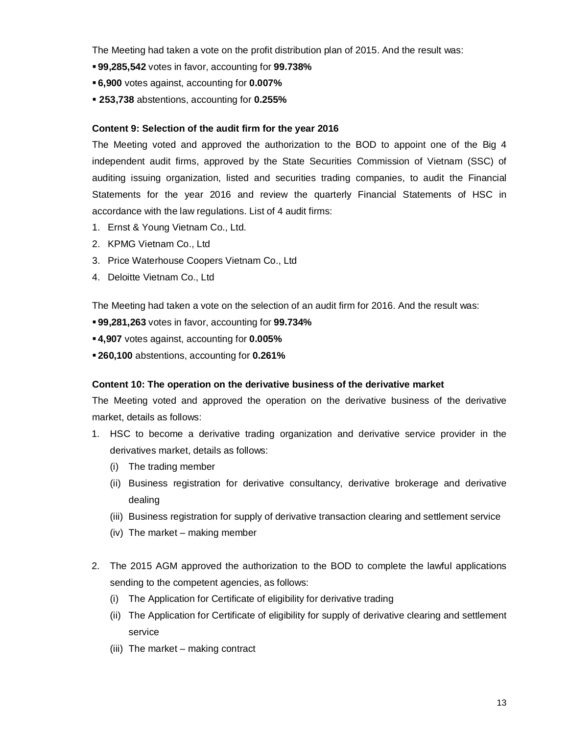The Meeting had taken a vote on the profit distribution plan of 2015. And the result was:

- **99,285,542** votes in favor, accounting for **99.738%**
- **6,900** votes against, accounting for **0.007%**
- **253,738** abstentions, accounting for **0.255%**

**Content 9: Selection of the audit firm for the year 2016**

The Meeting voted and approved the authorization to the BOD to appoint one of the Big 4 independent audit firms, approved by the State Securities Commission of Vietnam (SSC) of auditing issuing organization, listed and securities trading companies, to audit the Financial Statements for the year 2016 and review the quarterly Financial Statements of HSC in accordance with the law regulations. List of 4 audit firms:

1. Ernst & Young Vietnam Co., Ltd.
2. KPMG Vietnam Co., Ltd
3. Price Waterhouse Coopers Vietnam Co., Ltd
4. Deloitte Vietnam Co., Ltd

The Meeting had taken a vote on the selection of an audit firm for 2016. And the result was:

- **99,281,263** votes in favor, accounting for **99.734%**
- **4,907** votes against, accounting for **0.005%**
- **260,100** abstentions, accounting for **0.261%**

**Content 10: The operation on the derivative business of the derivative market**

The Meeting voted and approved the operation on the derivative business of the derivative market, details as follows:

1. HSC to become a derivative trading organization and derivative service provider in the derivatives market, details as follows:
   - (i) The trading member
   - (ii) Business registration for derivative consultancy, derivative brokerage and derivative dealing
   - (iii) Business registration for supply of derivative transaction clearing and settlement service
   - (iv) The market – making member

2. The 2015 AGM approved the authorization to the BOD to complete the lawful applications sending to the competent agencies, as follows:
   - (i) The Application for Certificate of eligibility for derivative trading
   - (ii) The Application for Certificate of eligibility for supply of derivative clearing and settlement service
   - (iii) The market – making contract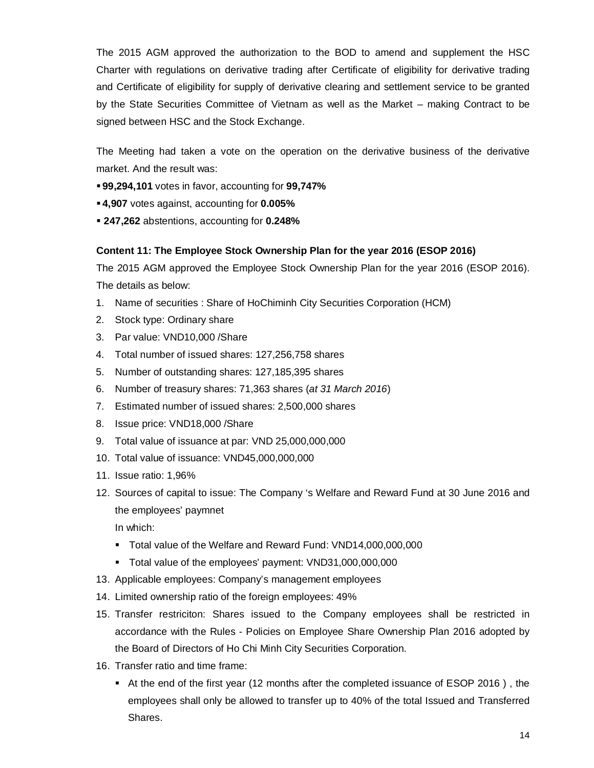The 2015 AGM approved the authorization to the BOD to amend and supplement the HSC Charter with regulations on derivative trading after Certificate of eligibility for derivative trading and Certificate of eligibility for supply of derivative clearing and settlement service to be granted by the State Securities Committee of Vietnam as well as the Market – making Contract to be signed between HSC and the Stock Exchange.

The Meeting had taken a vote on the operation on the derivative business of the derivative market. And the result was:

- **99,294,101** votes in favor, accounting for **99,747%**
- **4,907** votes against, accounting for **0.005%**
- **247,262** abstentions, accounting for **0.248%**

**Content 11: The Employee Stock Ownership Plan for the year 2016 (ESOP 2016)**

The 2015 AGM approved the Employee Stock Ownership Plan for the year 2016 (ESOP 2016). The details as below:

1. Name of securities : Share of HoChiminh City Securities Corporation (HCM)
2. Stock type: Ordinary share
3. Par value: VND10,000 /Share
4. Total number of issued shares: 127,256,758 shares
5. Number of outstanding shares: 127,185,395 shares
6. Number of treasury shares: 71,363 shares (*at 31 March 2016*)
7. Estimated number of issued shares: 2,500,000 shares
8. Issue price: VND18,000 /Share
9. Total value of issuance at par: VND 25,000,000,000
10. Total value of issuance: VND45,000,000,000
11. Issue ratio: 1,96%
12. Sources of capital to issue: The Company 's Welfare and Reward Fund at 30 June 2016 and the employees' paymnet

    In which:

    - Total value of the Welfare and Reward Fund: VND14,000,000,000
    - Total value of the employees' payment: VND31,000,000,000
13. Applicable employees: Company's management employees
14. Limited ownership ratio of the foreign employees: 49%
15. Transfer restriciton: Shares issued to the Company employees shall be restricted in accordance with the Rules - Policies on Employee Share Ownership Plan 2016 adopted by the Board of Directors of Ho Chi Minh City Securities Corporation.
16. Transfer ratio and time frame:
    - At the end of the first year (12 months after the completed issuance of ESOP 2016 ) , the employees shall only be allowed to transfer up to 40% of the total Issued and Transferred Shares.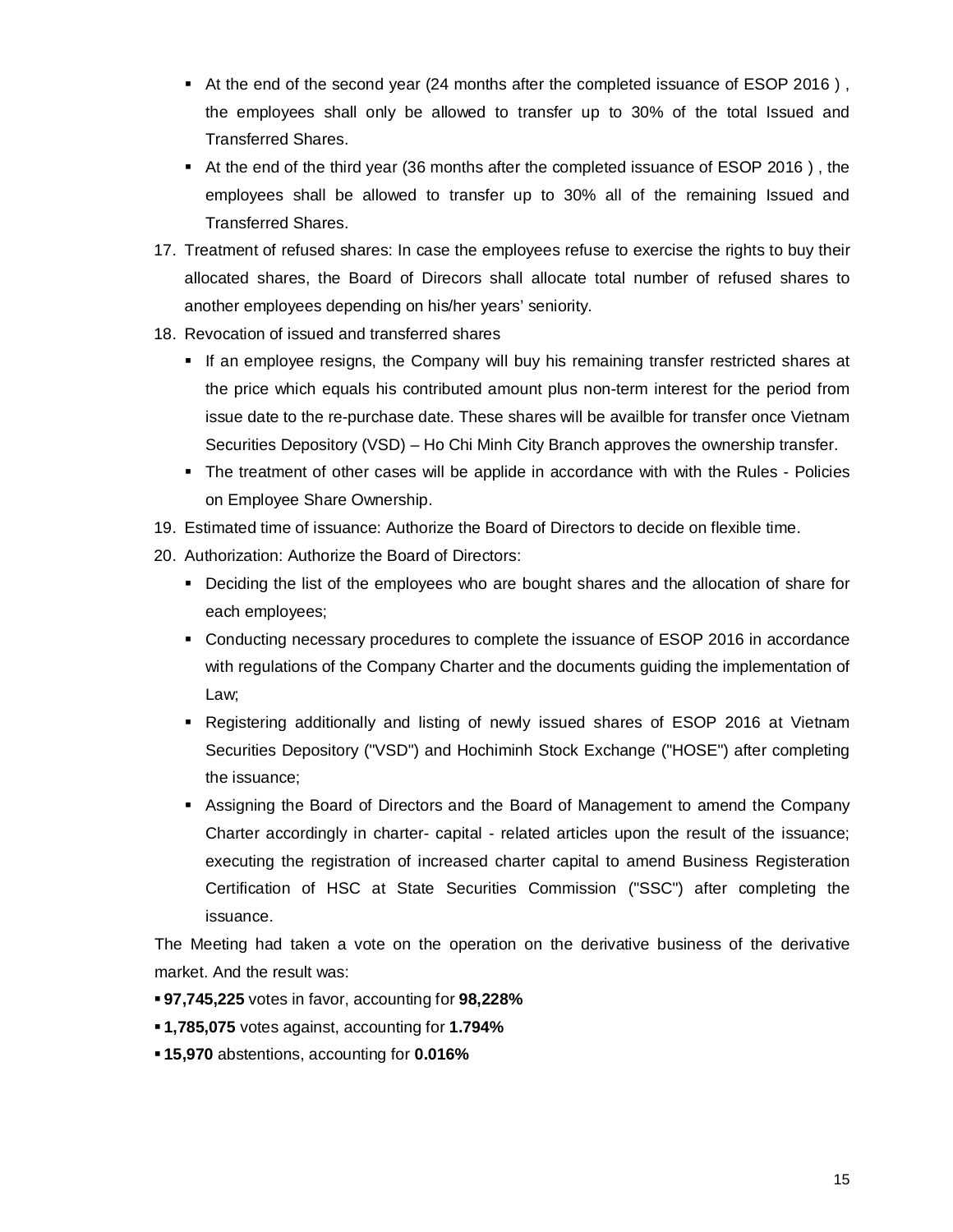- At the end of the second year (24 months after the completed issuance of ESOP 2016 ) , the employees shall only be allowed to transfer up to 30% of the total Issued and Transferred Shares.
- At the end of the third year (36 months after the completed issuance of ESOP 2016 ) , the employees shall be allowed to transfer up to 30% all of the remaining Issued and Transferred Shares.

17. Treatment of refused shares: In case the employees refuse to exercise the rights to buy their allocated shares, the Board of Direcors shall allocate total number of refused shares to another employees depending on his/her years' seniority.
18. Revocation of issued and transferred shares
    - If an employee resigns, the Company will buy his remaining transfer restricted shares at the price which equals his contributed amount plus non-term interest for the period from issue date to the re-purchase date. These shares will be availble for transfer once Vietnam Securities Depository (VSD) – Ho Chi Minh City Branch approves the ownership transfer.
    - The treatment of other cases will be applide in accordance with with the Rules - Policies on Employee Share Ownership.
19. Estimated time of issuance: Authorize the Board of Directors to decide on flexible time.
20. Authorization: Authorize the Board of Directors:
    - Deciding the list of the employees who are bought shares and the allocation of share for each employees;
    - Conducting necessary procedures to complete the issuance of ESOP 2016 in accordance with regulations of the Company Charter and the documents guiding the implementation of Law;
    - Registering additionally and listing of newly issued shares of ESOP 2016 at Vietnam Securities Depository ("VSD") and Hochiminh Stock Exchange ("HOSE") after completing the issuance;
    - Assigning the Board of Directors and the Board of Management to amend the Company Charter accordingly in charter- capital - related articles upon the result of the issuance; executing the registration of increased charter capital to amend Business Registeration Certification of HSC at State Securities Commission ("SSC") after completing the issuance.

The Meeting had taken a vote on the operation on the derivative business of the derivative market. And the result was:

- **97,745,225** votes in favor, accounting for **98,228%**
- **1,785,075** votes against, accounting for **1.794%**
- **15,970** abstentions, accounting for **0.016%**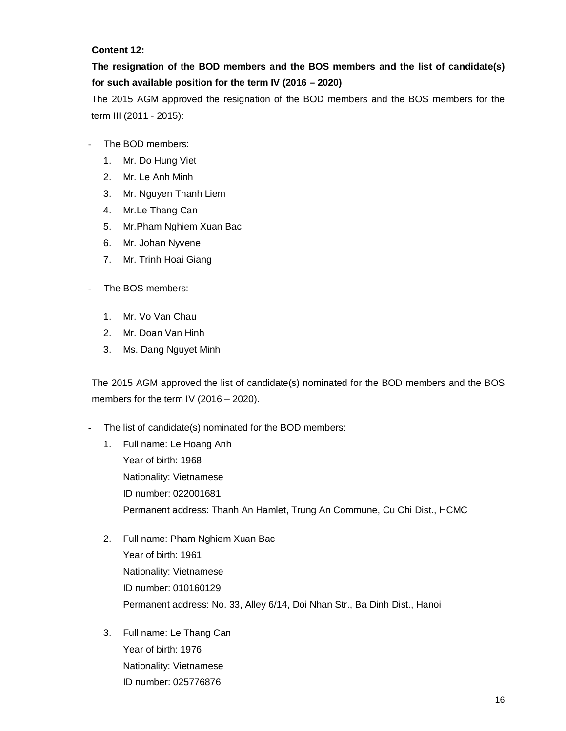**Content 12:**

**The resignation of the BOD members and the BOS members and the list of candidate(s) for such available position for the term IV (2016 – 2020)**

The 2015 AGM approved the resignation of the BOD members and the BOS members for the term III (2011 - 2015):

- The BOD members:
    1. Mr. Do Hung Viet
    2. Mr. Le Anh Minh
    3. Mr. Nguyen Thanh Liem
    4. Mr.Le Thang Can
    5. Mr.Pham Nghiem Xuan Bac
    6. Mr. Johan Nyvene
    7. Mr. Trinh Hoai Giang

- The BOS members:
    1. Mr. Vo Van Chau
    2. Mr. Doan Van Hinh
    3. Ms. Dang Nguyet Minh

The 2015 AGM approved the list of candidate(s) nominated for the BOD members and the BOS members for the term IV (2016 – 2020).

- The list of candidate(s) nominated for the BOD members:
    1. Full name: Le Hoang Anh
       Year of birth: 1968
       Nationality: Vietnamese
       ID number: 022001681
       Permanent address: Thanh An Hamlet, Trung An Commune, Cu Chi Dist., HCMC

    2. Full name: Pham Nghiem Xuan Bac
       Year of birth: 1961
       Nationality: Vietnamese
       ID number: 010160129
       Permanent address: No. 33, Alley 6/14, Doi Nhan Str., Ba Dinh Dist., Hanoi

    3. Full name: Le Thang Can
       Year of birth: 1976
       Nationality: Vietnamese
       ID number: 025776876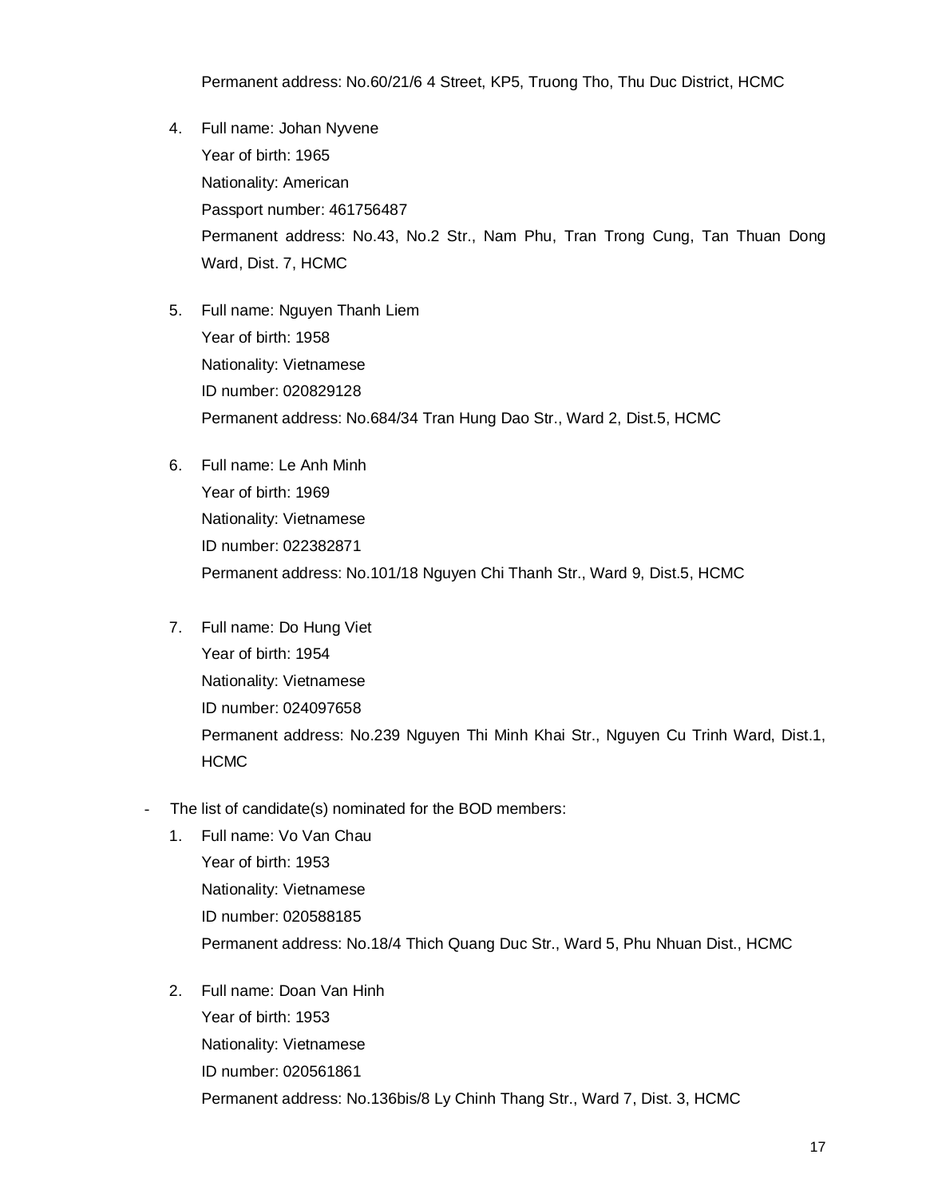Permanent address: No.60/21/6 4 Street, KP5, Truong Tho, Thu Duc District, HCMC

4. Full name: Johan Nyvene
   Year of birth: 1965
   Nationality: American
   Passport number: 461756487
   Permanent address: No.43, No.2 Str., Nam Phu, Tran Trong Cung, Tan Thuan Dong Ward, Dist. 7, HCMC

5. Full name: Nguyen Thanh Liem
   Year of birth: 1958
   Nationality: Vietnamese
   ID number: 020829128
   Permanent address: No.684/34 Tran Hung Dao Str., Ward 2, Dist.5, HCMC

6. Full name: Le Anh Minh
   Year of birth: 1969
   Nationality: Vietnamese
   ID number: 022382871
   Permanent address: No.101/18 Nguyen Chi Thanh Str., Ward 9, Dist.5, HCMC

7. Full name: Do Hung Viet
   Year of birth: 1954
   Nationality: Vietnamese
   ID number: 024097658
   Permanent address: No.239 Nguyen Thi Minh Khai Str., Nguyen Cu Trinh Ward, Dist.1, HCMC

- The list of candidate(s) nominated for the BOD members:
  1. Full name: Vo Van Chau
     Year of birth: 1953
     Nationality: Vietnamese
     ID number: 020588185
     Permanent address: No.18/4 Thich Quang Duc Str., Ward 5, Phu Nhuan Dist., HCMC

  2. Full name: Doan Van Hinh
     Year of birth: 1953
     Nationality: Vietnamese
     ID number: 020561861
     Permanent address: No.136bis/8 Ly Chinh Thang Str., Ward 7, Dist. 3, HCMC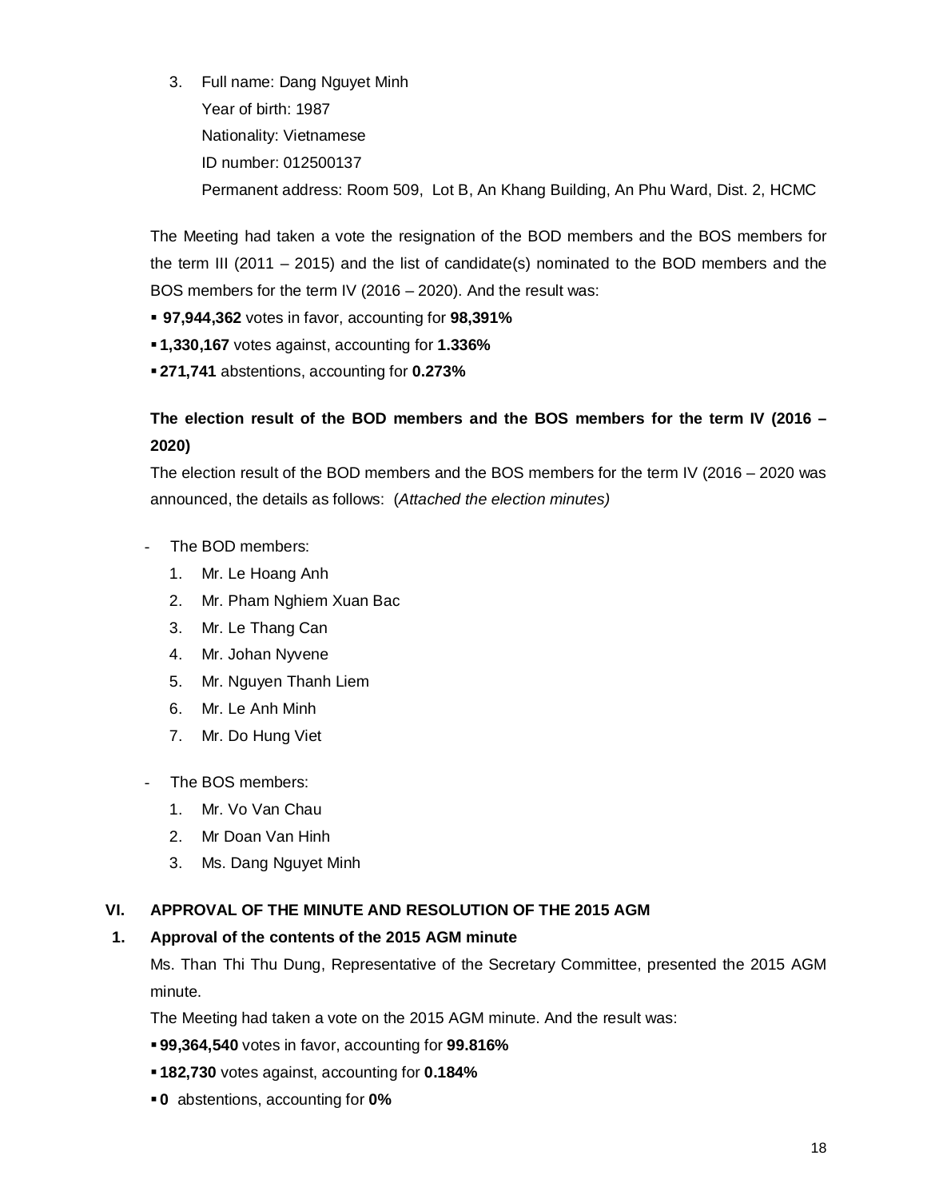3. Full name: Dang Nguyet Minh
   Year of birth: 1987
   Nationality: Vietnamese
   ID number: 012500137
   Permanent address: Room 509, Lot B, An Khang Building, An Phu Ward, Dist. 2, HCMC

The Meeting had taken a vote the resignation of the BOD members and the BOS members for the term III (2011 – 2015) and the list of candidate(s) nominated to the BOD members and the BOS members for the term IV (2016 – 2020). And the result was:

- **97,944,362** votes in favor, accounting for **98,391%**
- **1,330,167** votes against, accounting for **1.336%**
- **271,741** abstentions, accounting for **0.273%**

**The election result of the BOD members and the BOS members for the term IV (2016 – 2020)**

The election result of the BOD members and the BOS members for the term IV (2016 – 2020 was announced, the details as follows: (*Attached the election minutes)*

- The BOD members:
  1. Mr. Le Hoang Anh
  2. Mr. Pham Nghiem Xuan Bac
  3. Mr. Le Thang Can
  4. Mr. Johan Nyvene
  5. Mr. Nguyen Thanh Liem
  6. Mr. Le Anh Minh
  7. Mr. Do Hung Viet

- The BOS members:
  1. Mr. Vo Van Chau
  2. Mr Doan Van Hinh
  3. Ms. Dang Nguyet Minh

## VI. APPROVAL OF THE MINUTE AND RESOLUTION OF THE 2015 AGM

### 1. Approval of the contents of the 2015 AGM minute

Ms. Than Thi Thu Dung, Representative of the Secretary Committee, presented the 2015 AGM minute.

The Meeting had taken a vote on the 2015 AGM minute. And the result was:

- **99,364,540** votes in favor, accounting for **99.816%**
- **182,730** votes against, accounting for **0.184%**
- **0** abstentions, accounting for **0%**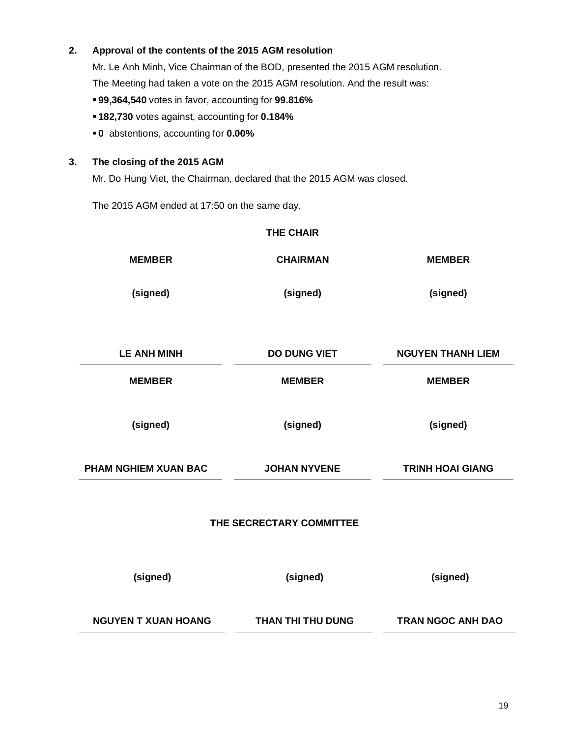**2. Approval of the contents of the 2015 AGM resolution**

Mr. Le Anh Minh, Vice Chairman of the BOD, presented the 2015 AGM resolution.

The Meeting had taken a vote on the 2015 AGM resolution. And the result was:

- **99,364,540** votes in favor, accounting for **99.816%**
- **182,730** votes against, accounting for **0.184%**
- **0** abstentions, accounting for **0.00%**

**3. The closing of the 2015 AGM**

Mr. Do Hung Viet, the Chairman, declared that the 2015 AGM was closed.

The 2015 AGM ended at 17:50 on the same day.

**THE CHAIR**

| | | |
|---|---|---|
| **MEMBER** | **CHAIRMAN** | **MEMBER** |
| **(signed)** | **(signed)** | **(signed)** |
| **LE ANH MINH** | **DO DUNG VIET** | **NGUYEN THANH LIEM** |
| **MEMBER** | **MEMBER** | **MEMBER** |
| **(signed)** | **(signed)** | **(signed)** |
| **PHAM NGHIEM XUAN BAC** | **JOHAN NYVENE** | **TRINH HOAI GIANG** |

**THE SECRECTARY COMMITTEE**

| | | |
|---|---|---|
| **(signed)** | **(signed)** | **(signed)** |
| **NGUYEN T XUAN HOANG** | **THAN THI THU DUNG** | **TRAN NGOC ANH DAO** |